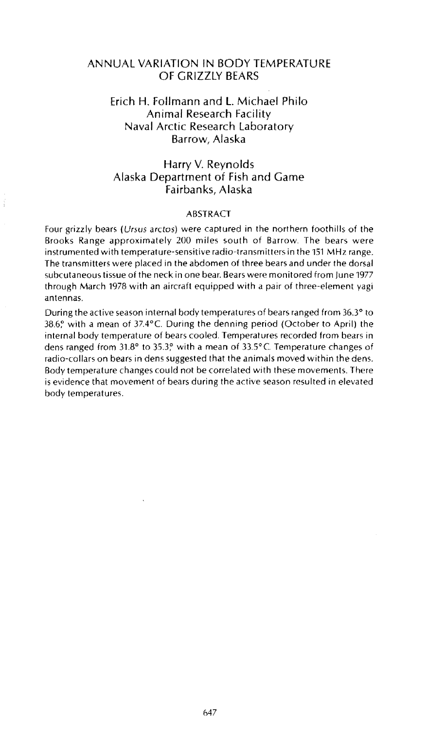# ANNUAL VARIATION IN BODY TEMPERATURE OF GRIZZLY BEARS

Erich H. Follmann and L. Michael Philo
Animal Research Facility
Naval Arctic Research Laboratory
Barrow, Alaska

Harry V. Reynolds
Alaska Department of Fish and Game
Fairbanks, Alaska

## ABSTRACT

Four grizzly bears (*Ursus arctos*) were captured in the northern foothills of the Brooks Range approximately 200 miles south of Barrow. The bears were instrumented with temperature-sensitive radio-transmitters in the 151 MHz range. The transmitters were placed in the abdomen of three bears and under the dorsal subcutaneous tissue of the neck in one bear. Bears were monitored from June 1977 through March 1978 with an aircraft equipped with a pair of three-element yagi antennas.

During the active season internal body temperatures of bears ranged from 36.3° to 38.6° with a mean of 37.4°C. During the denning period (October to April) the internal body temperature of bears cooled. Temperatures recorded from bears in dens ranged from 31.8° to 35.3° with a mean of 33.5°C. Temperature changes of radio-collars on bears in dens suggested that the animals moved within the dens. Body temperature changes could not be correlated with these movements. There is evidence that movement of bears during the active season resulted in elevated body temperatures.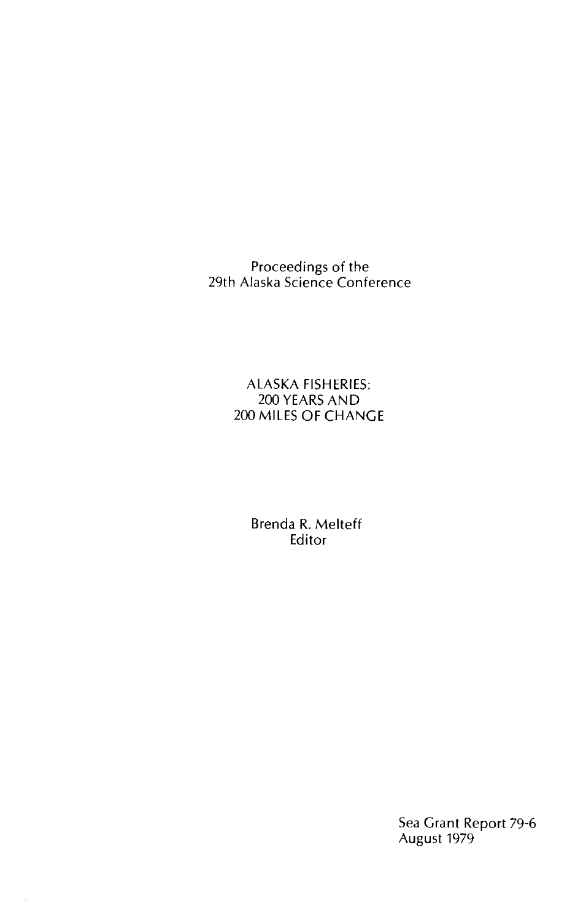Proceedings of the
29th Alaska Science Conference

# ALASKA FISHERIES:
# 200 YEARS AND
# 200 MILES OF CHANGE

Brenda R. Melteff
Editor

Sea Grant Report 79-6
August 1979